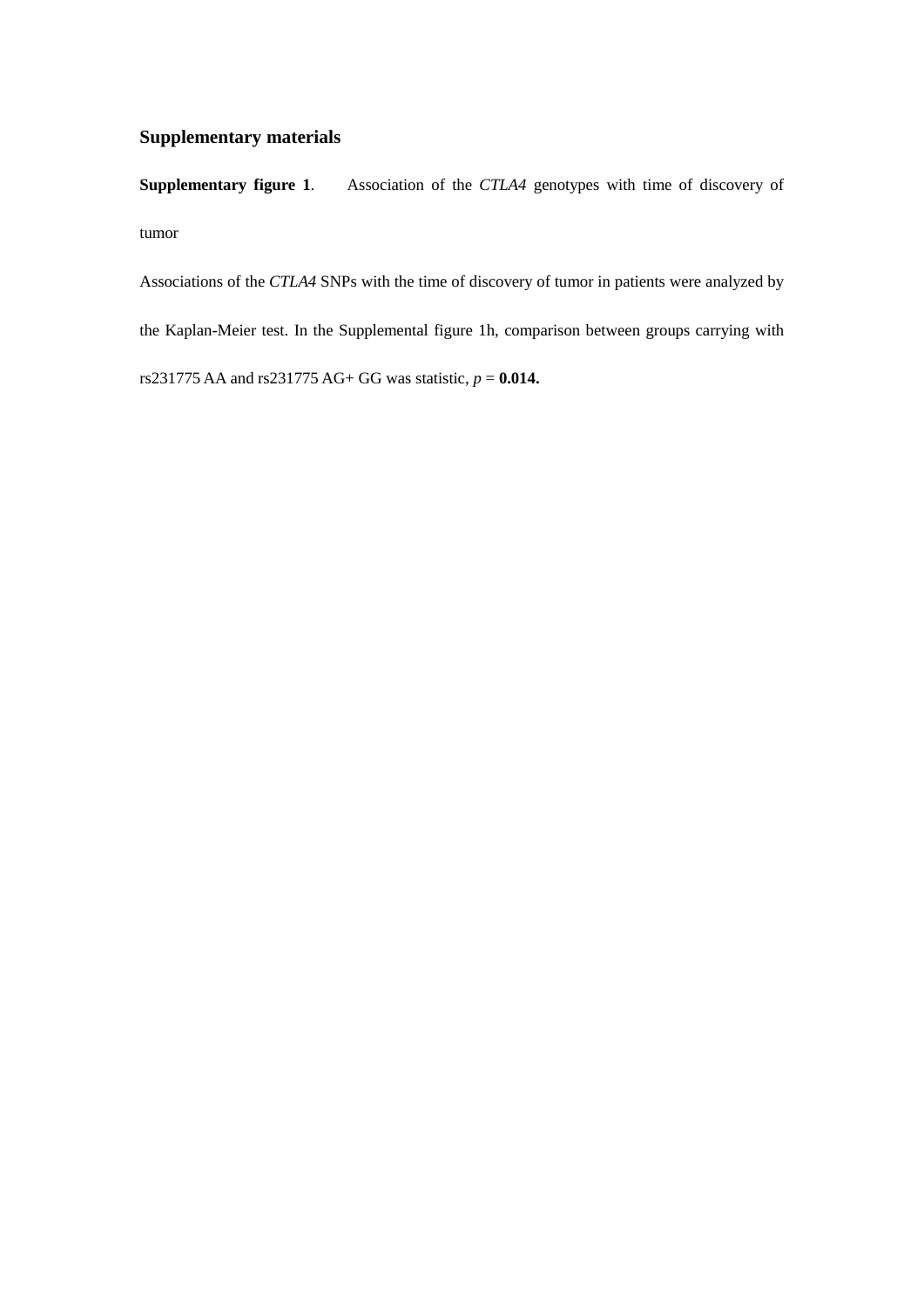## Supplementary materials

**Supplementary figure 1**. Association of the *CTLA4* genotypes with time of discovery of tumor

Associations of the *CTLA4* SNPs with the time of discovery of tumor in patients were analyzed by the Kaplan-Meier test. In the Supplemental figure 1h, comparison between groups carrying with rs231775 AA and rs231775 AG+ GG was statistic, $p$ = **0.014.**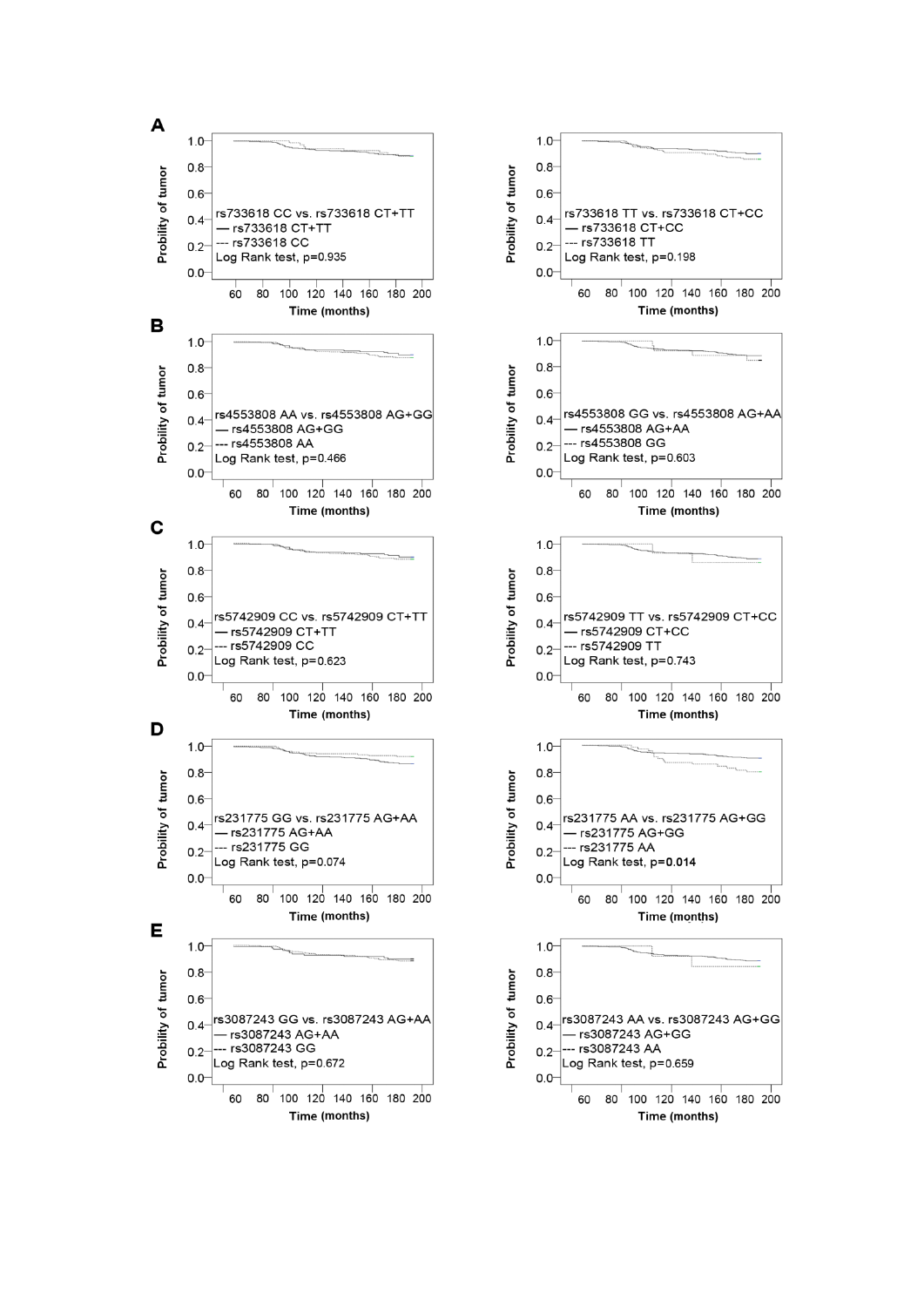**A**

rs733618 CC vs. rs733618 CT+TT
— rs733618 CT+TT
--- rs733618 CC
Log Rank test, p=0.935

rs733618 TT vs. rs733618 CT+CC
— rs733618 CT+CC
--- rs733618 TT
Log Rank test, p=0.198

**B**

rs4553808 AA vs. rs4553808 AG+GG
— rs4553808 AG+GG
--- rs4553808 AA
Log Rank test, p=0.466

rs4553808 GG vs. rs4553808 AG+AA
— rs4553808 AG+AA
--- rs4553808 GG
Log Rank test, p=0.603

**C**

rs5742909 CC vs. rs5742909 CT+TT
— rs5742909 CT+TT
--- rs5742909 CC
Log Rank test, p=0.623

rs5742909 TT vs. rs5742909 CT+CC
— rs5742909 CT+CC
--- rs5742909 TT
Log Rank test, p=0.743

**D**

rs231775 GG vs. rs231775 AG+AA
— rs231775 AG+AA
--- rs231775 GG
Log Rank test, p=0.074

rs231775 AA vs. rs231775 AG+GG
— rs231775 AG+GG
--- rs231775 AA
Log Rank test, **p=0.014**

**E**

rs3087243 GG vs. rs3087243 AG+AA
— rs3087243 AG+AA
--- rs3087243 GG
Log Rank test, p=0.672

rs3087243 AA vs. rs3087243 AG+GG
— rs3087243 AG+GG
--- rs3087243 AA
Log Rank test, p=0.659

Y-axis: Probility of tumor (0.0–1.0); X-axis: Time (months) (60–200)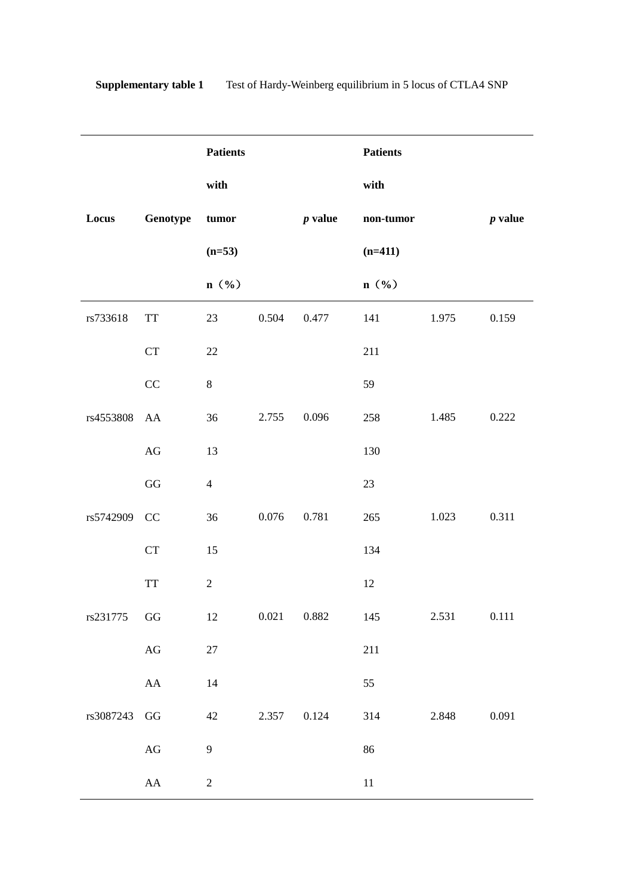**Supplementary table 1** Test of Hardy-Weinberg equilibrium in 5 locus of CTLA4 SNP

| Locus | Genotype | Patients with tumor (n=53) n（%） | | *p* value | Patients with non-tumor (n=411) n（%） | | *p* value |
|---|---|---|---|---|---|---|---|
| rs733618 | TT | 23 | 0.504 | 0.477 | 141 | 1.975 | 0.159 |
| | CT | 22 | | | 211 | | |
| | CC | 8 | | | 59 | | |
| rs4553808 | AA | 36 | 2.755 | 0.096 | 258 | 1.485 | 0.222 |
| | AG | 13 | | | 130 | | |
| | GG | 4 | | | 23 | | |
| rs5742909 | CC | 36 | 0.076 | 0.781 | 265 | 1.023 | 0.311 |
| | CT | 15 | | | 134 | | |
| | TT | 2 | | | 12 | | |
| rs231775 | GG | 12 | 0.021 | 0.882 | 145 | 2.531 | 0.111 |
| | AG | 27 | | | 211 | | |
| | AA | 14 | | | 55 | | |
| rs3087243 | GG | 42 | 2.357 | 0.124 | 314 | 2.848 | 0.091 |
| | AG | 9 | | | 86 | | |
| | AA | 2 | | | 11 | | |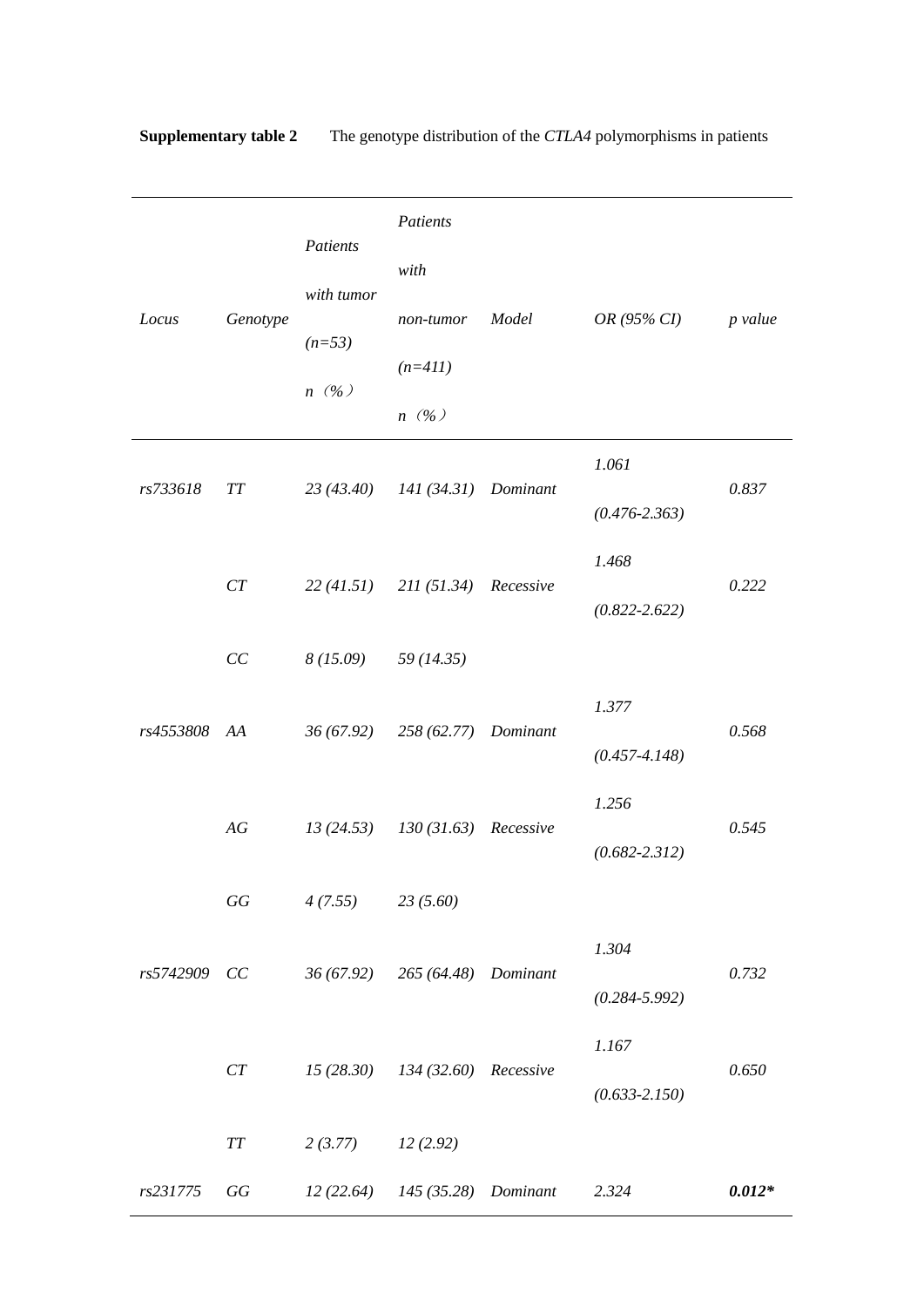**Supplementary table 2** The genotype distribution of the *CTLA4* polymorphisms in patients

| *Locus* | *Genotype* | *Patients with tumor (n=53) n（%）* | *Patients with non-tumor (n=411) n（%）* | *Model* | *OR (95% CI)* | *p value* |
|---|---|---|---|---|---|---|
| *rs733618* | *TT* | *23 (43.40)* | *141 (34.31)* | *Dominant* | *1.061 (0.476-2.363)* | *0.837* |
| | *CT* | *22 (41.51)* | *211 (51.34)* | *Recessive* | *1.468 (0.822-2.622)* | *0.222* |
| | *CC* | *8 (15.09)* | *59 (14.35)* | | | |
| *rs4553808* | *AA* | *36 (67.92)* | *258 (62.77)* | *Dominant* | *1.377 (0.457-4.148)* | *0.568* |
| | *AG* | *13 (24.53)* | *130 (31.63)* | *Recessive* | *1.256 (0.682-2.312)* | *0.545* |
| | *GG* | *4 (7.55)* | *23 (5.60)* | | | |
| *rs5742909* | *CC* | *36 (67.92)* | *265 (64.48)* | *Dominant* | *1.304 (0.284-5.992)* | *0.732* |
| | *CT* | *15 (28.30)* | *134 (32.60)* | *Recessive* | *1.167 (0.633-2.150)* | *0.650* |
| | *TT* | *2 (3.77)* | *12 (2.92)* | | | |
| *rs231775* | *GG* | *12 (22.64)* | *145 (35.28)* | *Dominant* | *2.324* | ***0.012**** |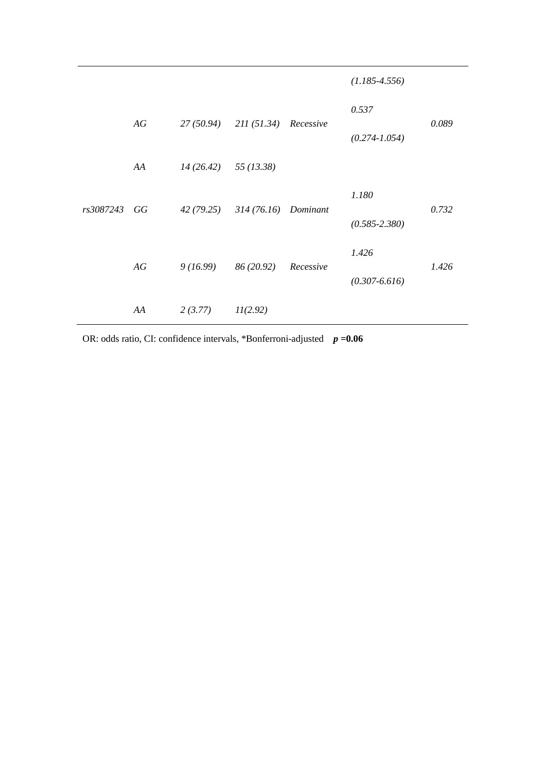| | | | | | | |
|---|---|---|---|---|---|---|
| | | | | | *(1.185-4.556)* | |
| | *AG* | *27 (50.94)* | *211 (51.34)* | *Recessive* | *0.537* *(0.274-1.054)* | *0.089* |
| | *AA* | *14 (26.42)* | *55 (13.38)* | | | |
| *rs3087243* | *GG* | *42 (79.25)* | *314 (76.16)* | *Dominant* | *1.180* *(0.585-2.380)* | *0.732* |
| | *AG* | *9 (16.99)* | *86 (20.92)* | *Recessive* | *1.426* *(0.307-6.616)* | *1.426* |
| | *AA* | *2 (3.77)* | *11(2.92)* | | | |

OR: odds ratio, CI: confidence intervals, *Bonferroni-adjusted ***p* =0.06**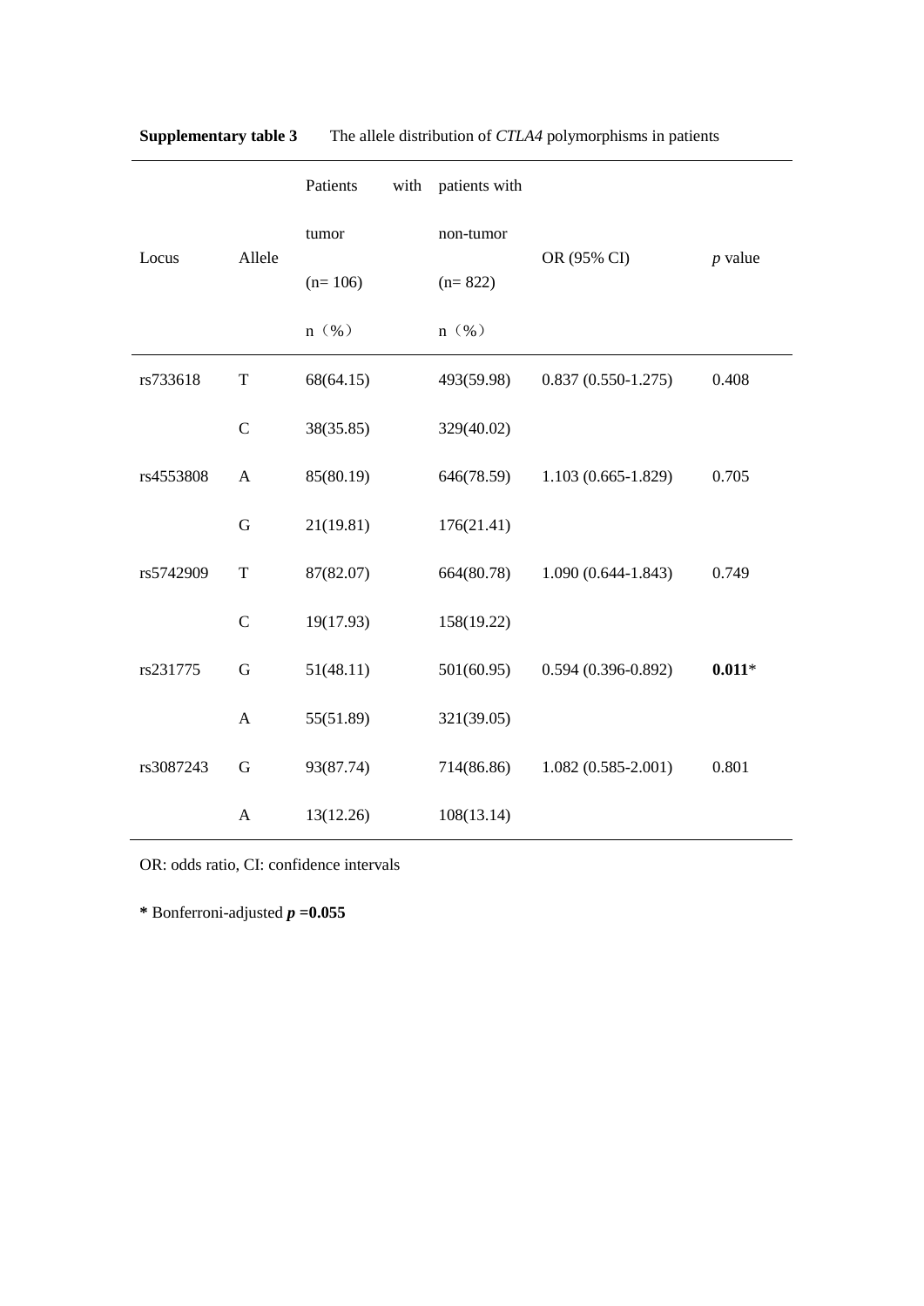**Supplementary table 3** The allele distribution of *CTLA4* polymorphisms in patients

| Locus | Allele | Patients with tumor (n= 106) n（%） | patients with non-tumor (n= 822) n（%） | OR (95% CI) | *p* value |
|---|---|---|---|---|---|
| rs733618 | T | 68(64.15) | 493(59.98) | 0.837 (0.550-1.275) | 0.408 |
| | C | 38(35.85) | 329(40.02) | | |
| rs4553808 | A | 85(80.19) | 646(78.59) | 1.103 (0.665-1.829) | 0.705 |
| | G | 21(19.81) | 176(21.41) | | |
| rs5742909 | T | 87(82.07) | 664(80.78) | 1.090 (0.644-1.843) | 0.749 |
| | C | 19(17.93) | 158(19.22) | | |
| rs231775 | G | 51(48.11) | 501(60.95) | 0.594 (0.396-0.892) | **0.011*** |
| | A | 55(51.89) | 321(39.05) | | |
| rs3087243 | G | 93(87.74) | 714(86.86) | 1.082 (0.585-2.001) | 0.801 |
| | A | 13(12.26) | 108(13.14) | | |

OR: odds ratio, CI: confidence intervals

**\*** Bonferroni-adjusted ***p* =0.055**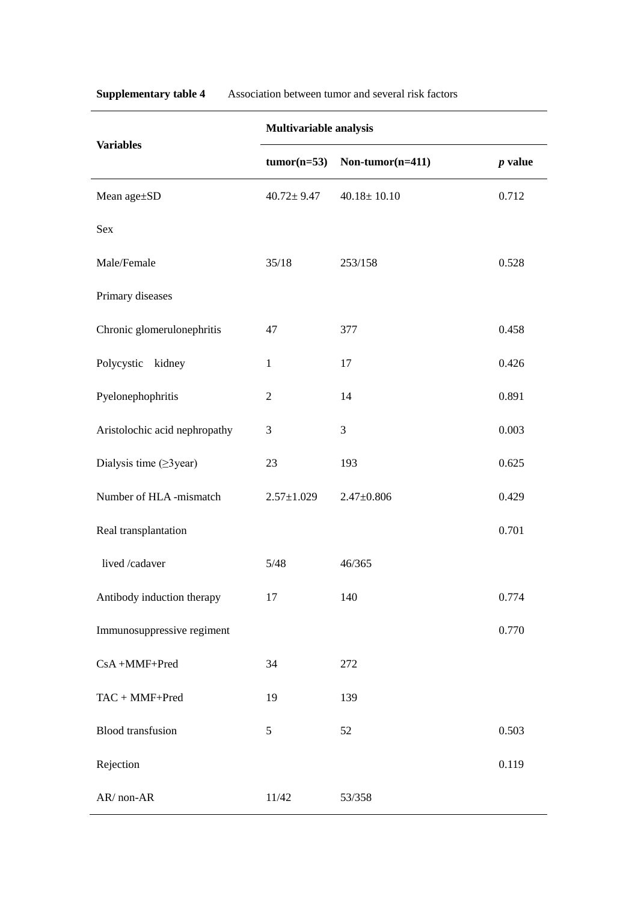**Supplementary table 4** Association between tumor and several risk factors

| Variables | Multivariable analysis | | |
|---|---|---|---|
| | tumor(n=53) | Non-tumor(n=411) | *p* value |
| Mean age±SD | 40.72± 9.47 | 40.18± 10.10 | 0.712 |
| Sex | | | |
| Male/Female | 35/18 | 253/158 | 0.528 |
| Primary diseases | | | |
| Chronic glomerulonephritis | 47 | 377 | 0.458 |
| Polycystic kidney | 1 | 17 | 0.426 |
| Pyelonephophritis | 2 | 14 | 0.891 |
| Aristolochic acid nephropathy | 3 | 3 | 0.003 |
| Dialysis time (≥3year) | 23 | 193 | 0.625 |
| Number of HLA -mismatch | 2.57±1.029 | 2.47±0.806 | 0.429 |
| Real transplantation | | | 0.701 |
| lived /cadaver | 5/48 | 46/365 | |
| Antibody induction therapy | 17 | 140 | 0.774 |
| Immunosuppressive regiment | | | 0.770 |
| CsA +MMF+Pred | 34 | 272 | |
| TAC + MMF+Pred | 19 | 139 | |
| Blood transfusion | 5 | 52 | 0.503 |
| Rejection | | | 0.119 |
| AR/ non-AR | 11/42 | 53/358 | |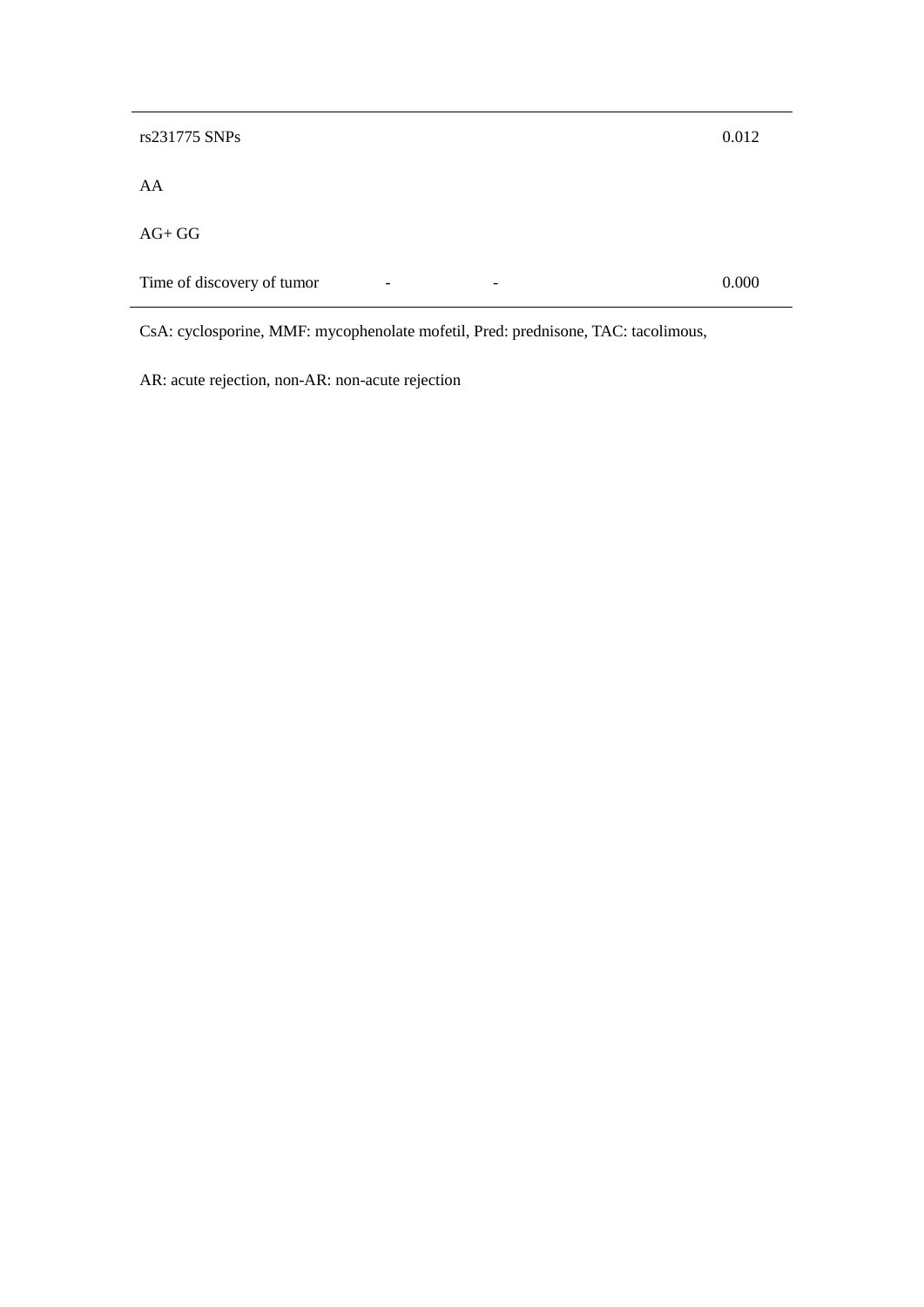| | | | |
|---|---|---|---|
| rs231775 SNPs | | | 0.012 |
| AA | | | |
| AG+ GG | | | |
| Time of discovery of tumor | - | - | 0.000 |

CsA: cyclosporine, MMF: mycophenolate mofetil, Pred: prednisone, TAC: tacolimous,

AR: acute rejection, non-AR: non-acute rejection